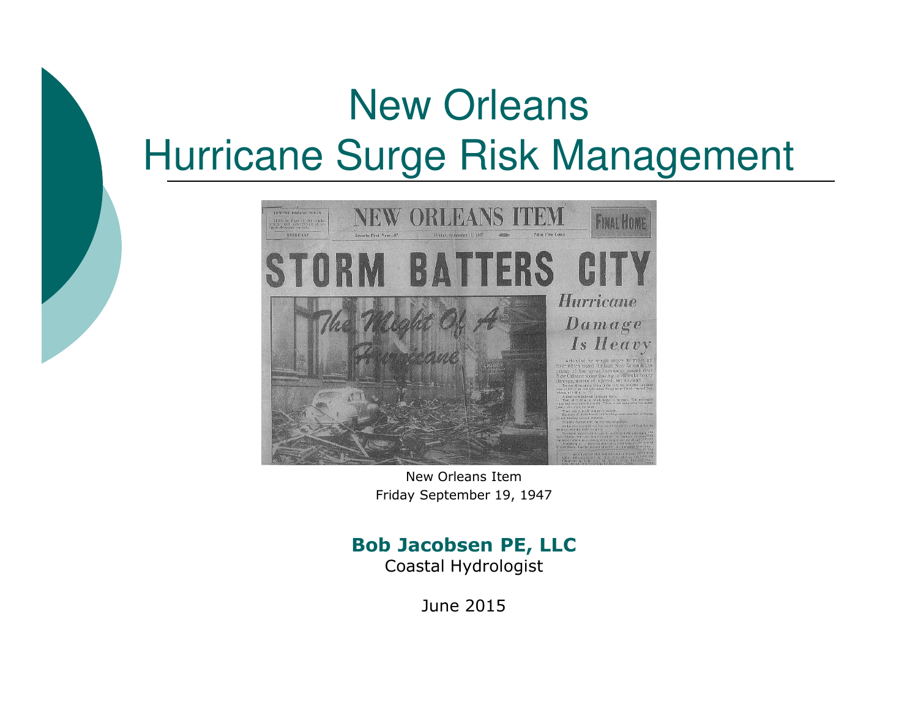# New Orleans
# Hurricane Surge Risk Management

New Orleans Item
Friday September 19, 1947

**Bob Jacobsen PE, LLC**
Coastal Hydrologist

June 2015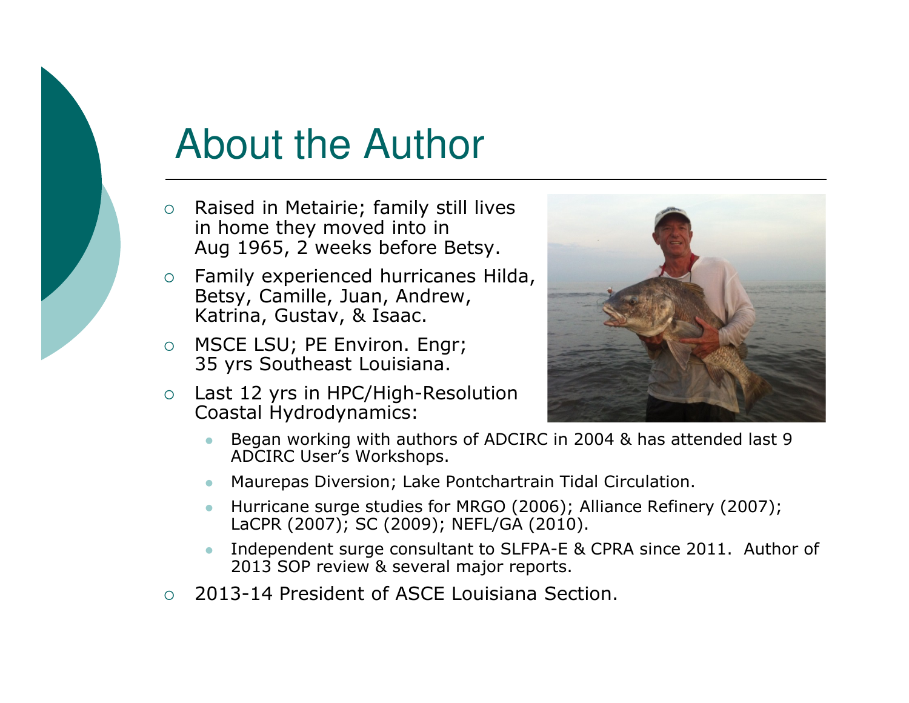# About the Author

- Raised in Metairie; family still lives in home they moved into in Aug 1965, 2 weeks before Betsy.
- Family experienced hurricanes Hilda, Betsy, Camille, Juan, Andrew, Katrina, Gustav, & Isaac.
- MSCE LSU; PE Environ. Engr; 35 yrs Southeast Louisiana.
- Last 12 yrs in HPC/High-Resolution Coastal Hydrodynamics:
  - Began working with authors of ADCIRC in 2004 & has attended last 9 ADCIRC User's Workshops.
  - Maurepas Diversion; Lake Pontchartrain Tidal Circulation.
  - Hurricane surge studies for MRGO (2006); Alliance Refinery (2007); LaCPR (2007); SC (2009); NEFL/GA (2010).
  - Independent surge consultant to SLFPA-E & CPRA since 2011. Author of 2013 SOP review & several major reports.
- 2013-14 President of ASCE Louisiana Section.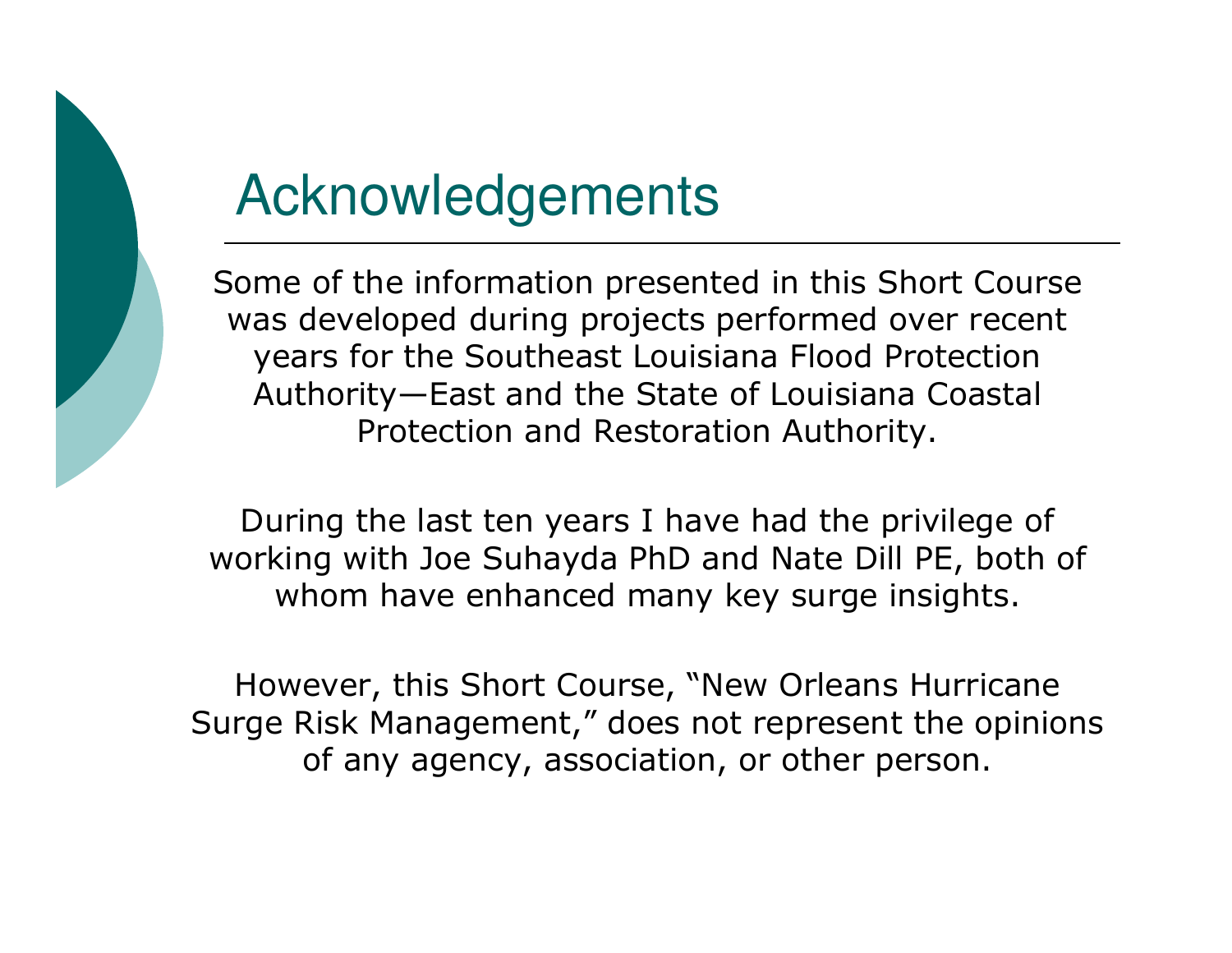# Acknowledgements

Some of the information presented in this Short Course was developed during projects performed over recent years for the Southeast Louisiana Flood Protection Authority—East and the State of Louisiana Coastal Protection and Restoration Authority.

During the last ten years I have had the privilege of working with Joe Suhayda PhD and Nate Dill PE, both of whom have enhanced many key surge insights.

However, this Short Course, "New Orleans Hurricane Surge Risk Management," does not represent the opinions of any agency, association, or other person.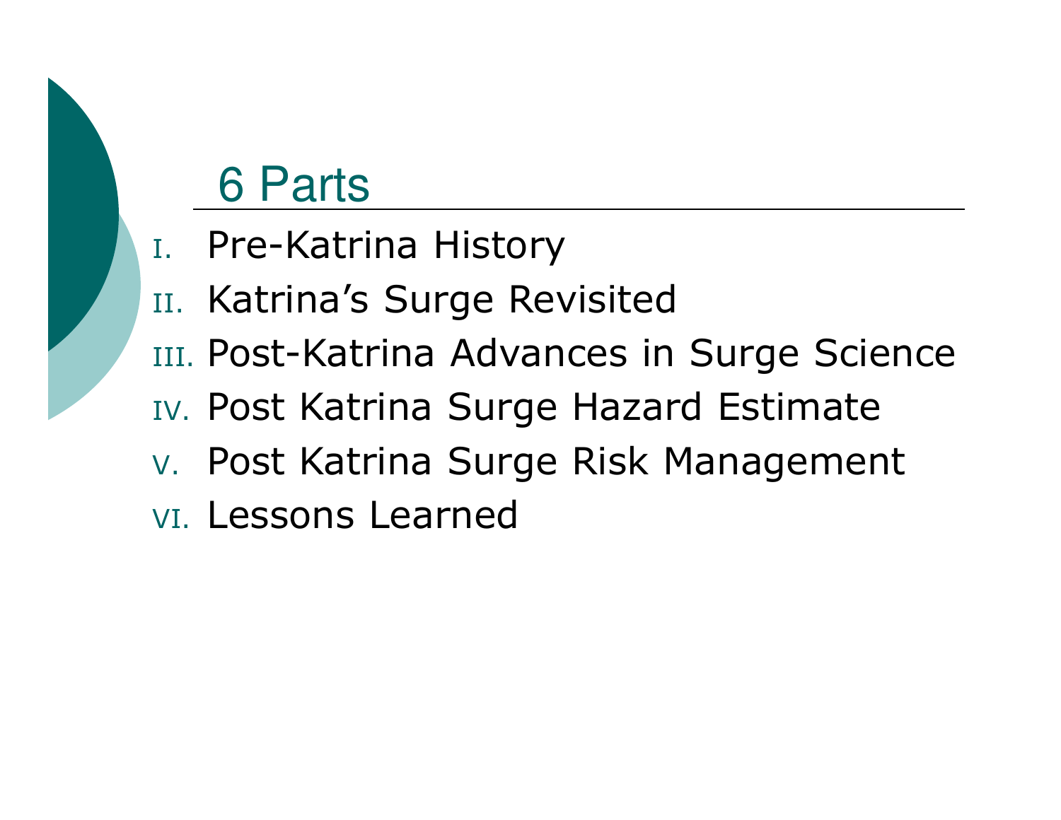# 6 Parts

I. Pre-Katrina History
II. Katrina's Surge Revisited
III. Post-Katrina Advances in Surge Science
IV. Post Katrina Surge Hazard Estimate
V. Post Katrina Surge Risk Management
VI. Lessons Learned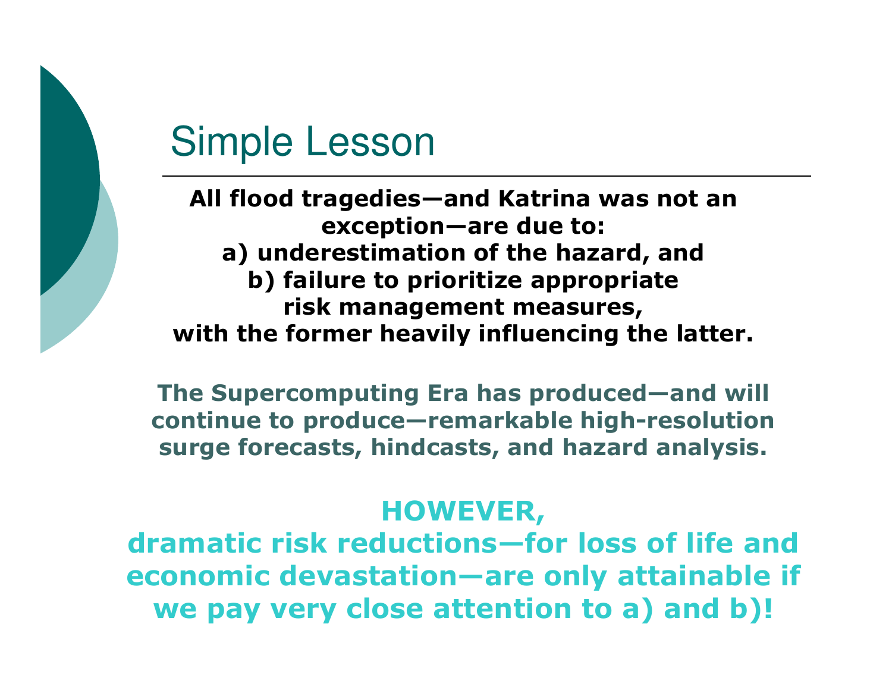# Simple Lesson

**All flood tragedies—and Katrina was not an exception—are due to:**
**a) underestimation of the hazard, and**
**b) failure to prioritize appropriate risk management measures,**
**with the former heavily influencing the latter.**

**The Supercomputing Era has produced—and will continue to produce—remarkable high-resolution surge forecasts, hindcasts, and hazard analysis.**

**HOWEVER,**
**dramatic risk reductions—for loss of life and economic devastation—are only attainable if we pay very close attention to a) and b)!**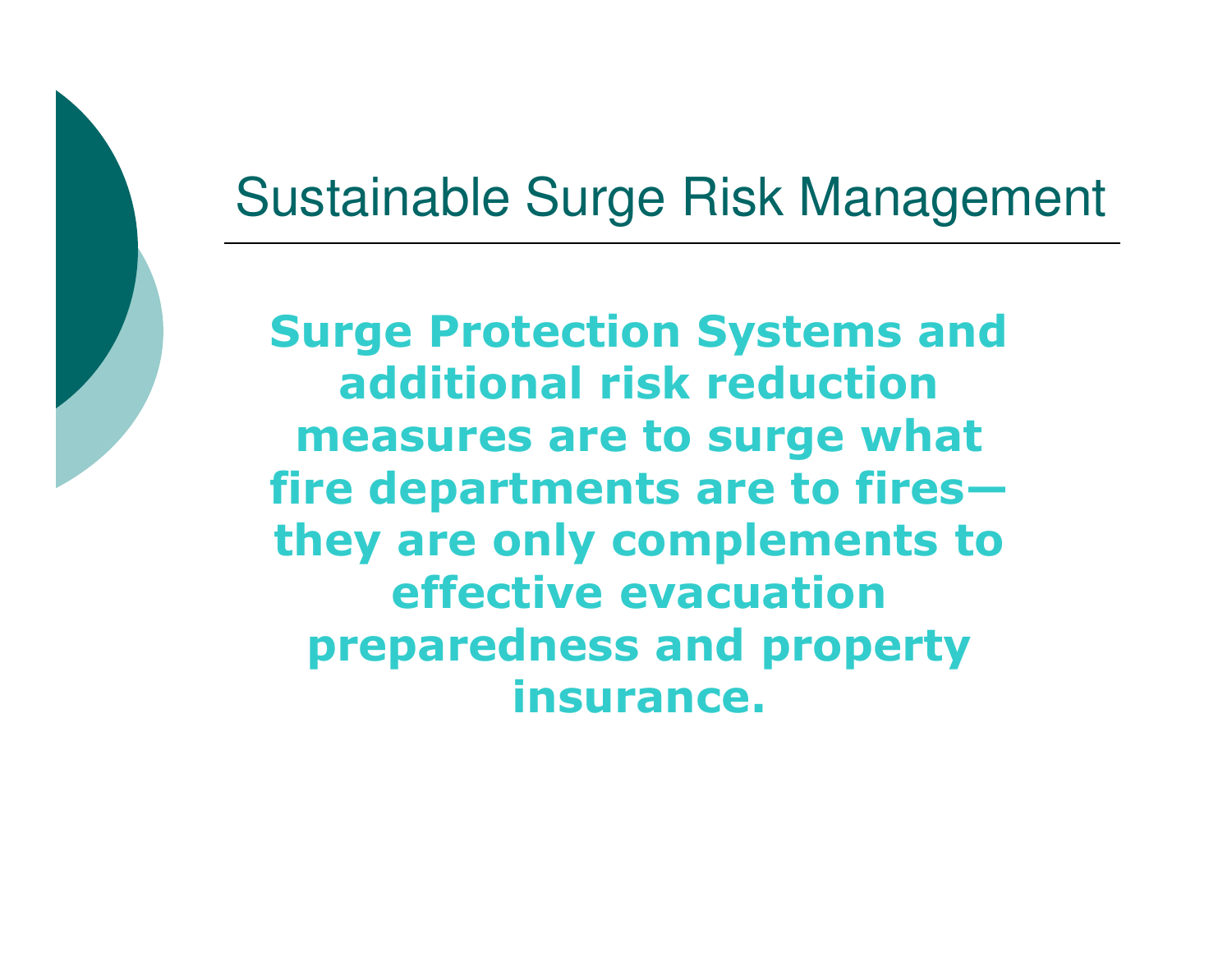# Sustainable Surge Risk Management

**Surge Protection Systems and additional risk reduction measures are to surge what fire departments are to fires—they are only complements to effective evacuation preparedness and property insurance.**